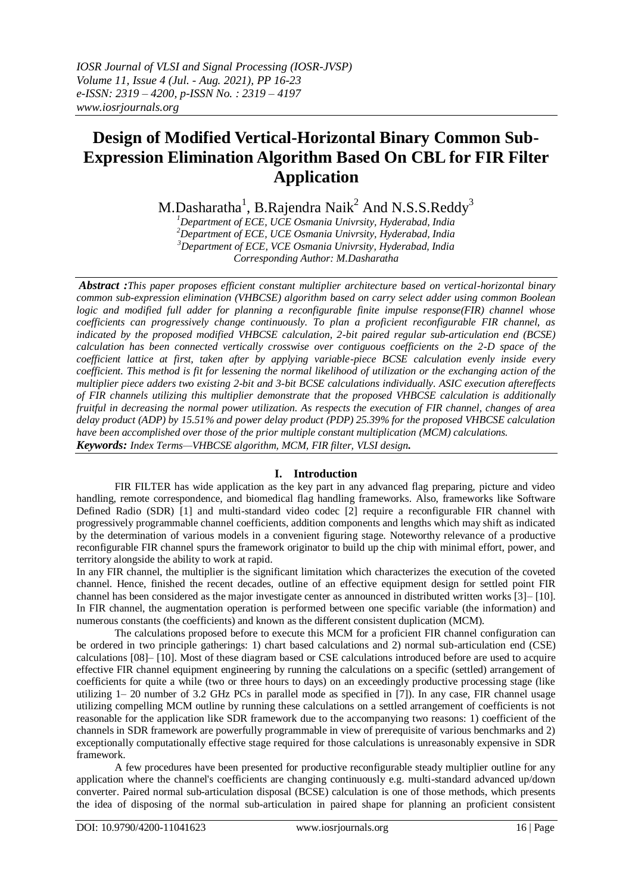# Design of Modified Vertical-Horizontal Binary Common Sub-Expression Elimination Algorithm Based On CBL for FIR Filter Application

M.Dasharatha[1], B.Rajendra Naik[2] And N.S.S.Reddy[3]

[1]Department of ECE, UCE Osmania Univrsity, Hyderabad, India
[2]Department of ECE, UCE Osmania Univrsity, Hyderabad, India
[3]Department of ECE, VCE Osmania Univrsity, Hyderabad, India
Corresponding Author: M.Dasharatha

***Abstract :****This paper proposes efficient constant multiplier architecture based on vertical-horizontal binary common sub-expression elimination (VHBCSE) algorithm based on carry select adder using common Boolean logic and modified full adder for planning a reconfigurable finite impulse response(FIR) channel whose coefficients can progressively change continuously. To plan a proficient reconfigurable FIR channel, as indicated by the proposed modified VHBCSE calculation, 2-bit paired regular sub-articulation end (BCSE) calculation has been connected vertically crosswise over contiguous coefficients on the 2-D space of the coefficient lattice at first, taken after by applying variable-piece BCSE calculation evenly inside every coefficient. This method is fit for lessening the normal likelihood of utilization or the exchanging action of the multiplier piece adders two existing 2-bit and 3-bit BCSE calculations individually. ASIC execution aftereffects of FIR channels utilizing this multiplier demonstrate that the proposed VHBCSE calculation is additionally fruitful in decreasing the normal power utilization. As respects the execution of FIR channel, changes of area delay product (ADP) by 15.51% and power delay product (PDP) 25.39% for the proposed VHBCSE calculation have been accomplished over those of the prior multiple constant multiplication (MCM) calculations.*

***Keywords:*** *Index Terms—VHBCSE algorithm, MCM, FIR filter, VLSI design****.***

## I. Introduction

FIR FILTER has wide application as the key part in any advanced flag preparing, picture and video handling, remote correspondence, and biomedical flag handling frameworks. Also, frameworks like Software Defined Radio (SDR) [1] and multi-standard video codec [2] require a reconfigurable FIR channel with progressively programmable channel coefficients, addition components and lengths which may shift as indicated by the determination of various models in a convenient figuring stage. Noteworthy relevance of a productive reconfigurable FIR channel spurs the framework originator to build up the chip with minimal effort, power, and territory alongside the ability to work at rapid.

In any FIR channel, the multiplier is the significant limitation which characterizes the execution of the coveted channel. Hence, finished the recent decades, outline of an effective equipment design for settled point FIR channel has been considered as the major investigate center as announced in distributed written works [3]– [10]. In FIR channel, the augmentation operation is performed between one specific variable (the information) and numerous constants (the coefficients) and known as the different consistent duplication (MCM).

The calculations proposed before to execute this MCM for a proficient FIR channel configuration can be ordered in two principle gatherings: 1) chart based calculations and 2) normal sub-articulation end (CSE) calculations [08]– [10]. Most of these diagram based or CSE calculations introduced before are used to acquire effective FIR channel equipment engineering by running the calculations on a specific (settled) arrangement of coefficients for quite a while (two or three hours to days) on an exceedingly productive processing stage (like utilizing 1– 20 number of 3.2 GHz PCs in parallel mode as specified in [7]). In any case, FIR channel usage utilizing compelling MCM outline by running these calculations on a settled arrangement of coefficients is not reasonable for the application like SDR framework due to the accompanying two reasons: 1) coefficient of the channels in SDR framework are powerfully programmable in view of prerequisite of various benchmarks and 2) exceptionally computationally effective stage required for those calculations is unreasonably expensive in SDR framework.

A few procedures have been presented for productive reconfigurable steady multiplier outline for any application where the channel's coefficients are changing continuously e.g. multi-standard advanced up/down converter. Paired normal sub-articulation disposal (BCSE) calculation is one of those methods, which presents the idea of disposing of the normal sub-articulation in paired shape for planning an proficient consistent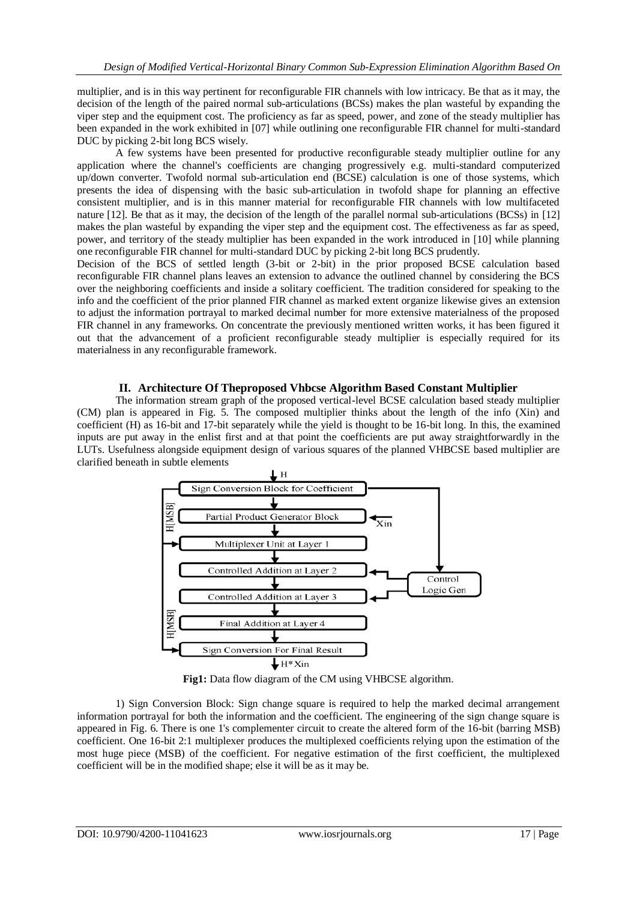multiplier, and is in this way pertinent for reconfigurable FIR channels with low intricacy. Be that as it may, the decision of the length of the paired normal sub-articulations (BCSs) makes the plan wasteful by expanding the viper step and the equipment cost. The proficiency as far as speed, power, and zone of the steady multiplier has been expanded in the work exhibited in [07] while outlining one reconfigurable FIR channel for multi-standard DUC by picking 2-bit long BCS wisely.

A few systems have been presented for productive reconfigurable steady multiplier outline for any application where the channel's coefficients are changing progressively e.g. multi-standard computerized up/down converter. Twofold normal sub-articulation end (BCSE) calculation is one of those systems, which presents the idea of dispensing with the basic sub-articulation in twofold shape for planning an effective consistent multiplier, and is in this manner material for reconfigurable FIR channels with low multifaceted nature [12]. Be that as it may, the decision of the length of the parallel normal sub-articulations (BCSs) in [12] makes the plan wasteful by expanding the viper step and the equipment cost. The effectiveness as far as speed, power, and territory of the steady multiplier has been expanded in the work introduced in [10] while planning one reconfigurable FIR channel for multi-standard DUC by picking 2-bit long BCS prudently.

Decision of the BCS of settled length (3-bit or 2-bit) in the prior proposed BCSE calculation based reconfigurable FIR channel plans leaves an extension to advance the outlined channel by considering the BCS over the neighboring coefficients and inside a solitary coefficient. The tradition considered for speaking to the info and the coefficient of the prior planned FIR channel as marked extent organize likewise gives an extension to adjust the information portrayal to marked decimal number for more extensive materialness of the proposed FIR channel in any frameworks. On concentrate the previously mentioned written works, it has been figured it out that the advancement of a proficient reconfigurable steady multiplier is especially required for its materialness in any reconfigurable framework.

## II. Architecture Of Theproposed Vhbcse Algorithm Based Constant Multiplier

The information stream graph of the proposed vertical-level BCSE calculation based steady multiplier (CM) plan is appeared in Fig. 5. The composed multiplier thinks about the length of the info (Xin) and coefficient (H) as 16-bit and 17-bit separately while the yield is thought to be 16-bit long. In this, the examined inputs are put away in the enlist first and at that point the coefficients are put away straightforwardly in the LUTs. Usefulness alongside equipment design of various squares of the planned VHBCSE based multiplier are clarified beneath in subtle elements

**Fig1:** Data flow diagram of the CM using VHBCSE algorithm.

1) Sign Conversion Block: Sign change square is required to help the marked decimal arrangement information portrayal for both the information and the coefficient. The engineering of the sign change square is appeared in Fig. 6. There is one 1's complementer circuit to create the altered form of the 16-bit (barring MSB) coefficient. One 16-bit 2:1 multiplexer produces the multiplexed coefficients relying upon the estimation of the most huge piece (MSB) of the coefficient. For negative estimation of the first coefficient, the multiplexed coefficient will be in the modified shape; else it will be as it may be.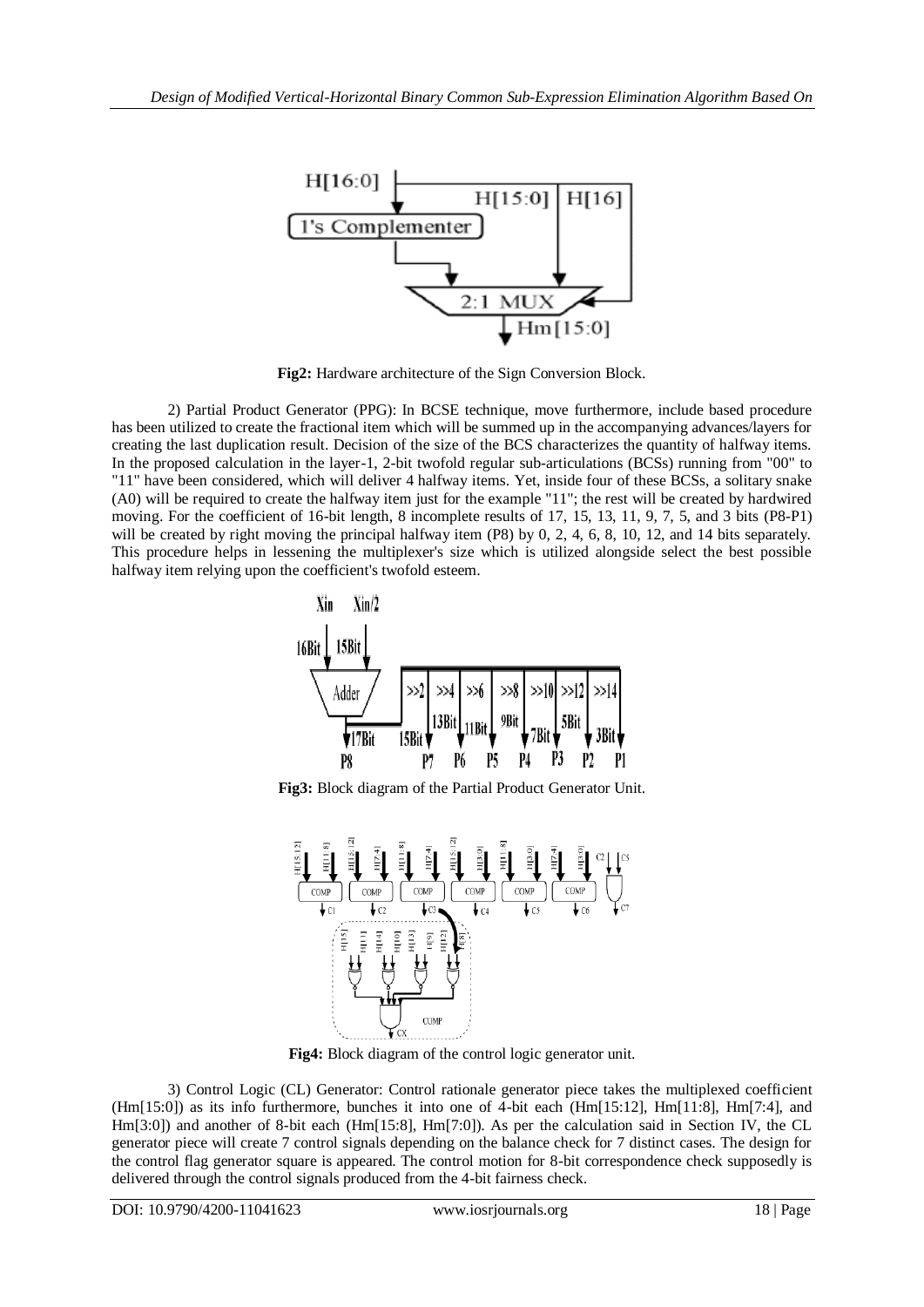**Fig2:** Hardware architecture of the Sign Conversion Block.

2) Partial Product Generator (PPG): In BCSE technique, move furthermore, include based procedure has been utilized to create the fractional item which will be summed up in the accompanying advances/layers for creating the last duplication result. Decision of the size of the BCS characterizes the quantity of halfway items. In the proposed calculation in the layer-1, 2-bit twofold regular sub-articulations (BCSs) running from "00" to "11" have been considered, which will deliver 4 halfway items. Yet, inside four of these BCSs, a solitary snake (A0) will be required to create the halfway item just for the example "11"; the rest will be created by hardwired moving. For the coefficient of 16-bit length, 8 incomplete results of 17, 15, 13, 11, 9, 7, 5, and 3 bits (P8-P1) will be created by right moving the principal halfway item (P8) by 0, 2, 4, 6, 8, 10, 12, and 14 bits separately. This procedure helps in lessening the multiplexer's size which is utilized alongside select the best possible halfway item relying upon the coefficient's twofold esteem.

**Fig3:** Block diagram of the Partial Product Generator Unit.

**Fig4:** Block diagram of the control logic generator unit.

3) Control Logic (CL) Generator: Control rationale generator piece takes the multiplexed coefficient (Hm[15:0]) as its info furthermore, bunches it into one of 4-bit each (Hm[15:12], Hm[11:8], Hm[7:4], and Hm[3:0]) and another of 8-bit each (Hm[15:8], Hm[7:0]). As per the calculation said in Section IV, the CL generator piece will create 7 control signals depending on the balance check for 7 distinct cases. The design for the control flag generator square is appeared. The control motion for 8-bit correspondence check supposedly is delivered through the control signals produced from the 4-bit fairness check.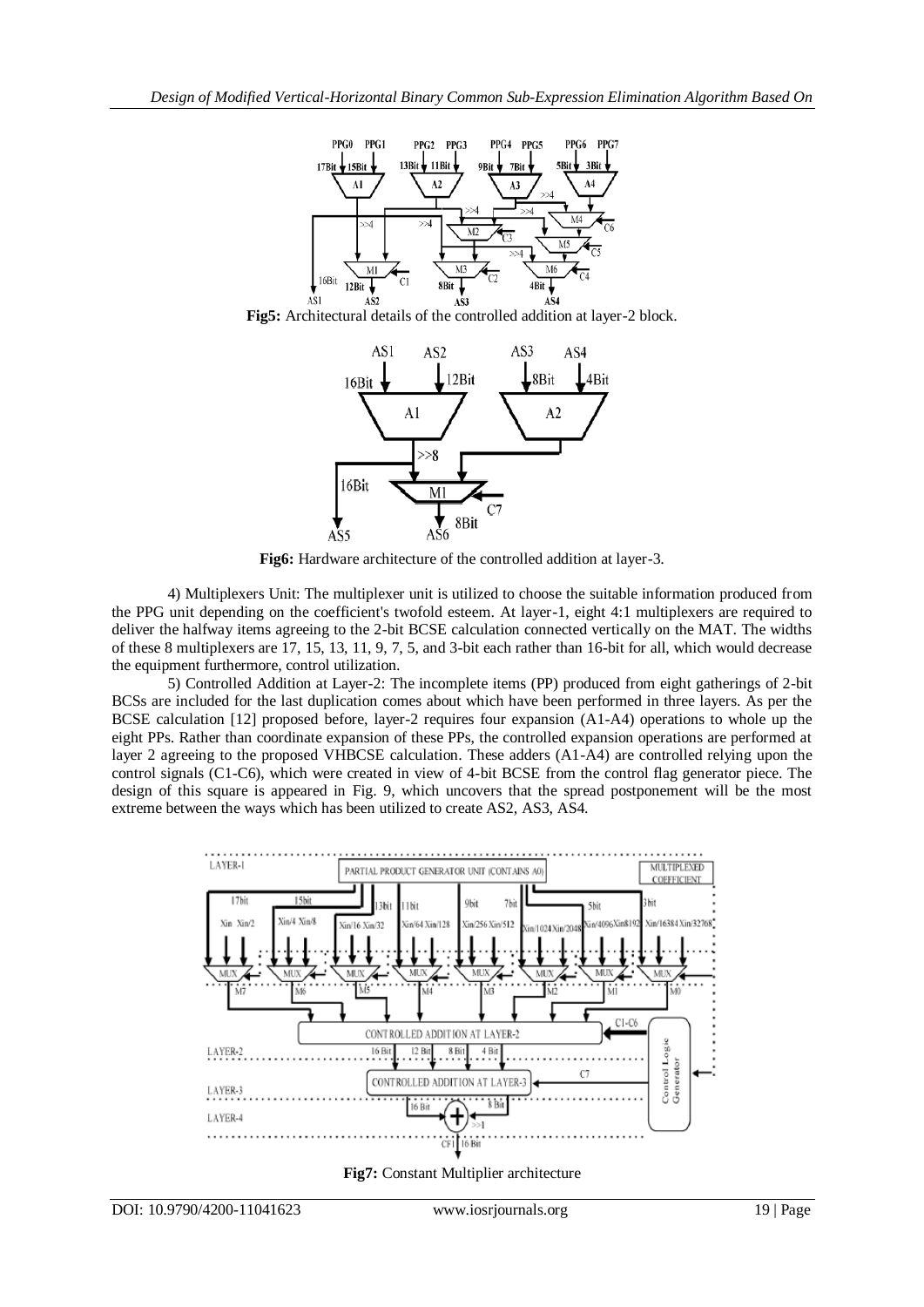**Fig5:** Architectural details of the controlled addition at layer-2 block.

**Fig6:** Hardware architecture of the controlled addition at layer-3.

4) Multiplexers Unit: The multiplexer unit is utilized to choose the suitable information produced from the PPG unit depending on the coefficient's twofold esteem. At layer-1, eight 4:1 multiplexers are required to deliver the halfway items agreeing to the 2-bit BCSE calculation connected vertically on the MAT. The widths of these 8 multiplexers are 17, 15, 13, 11, 9, 7, 5, and 3-bit each rather than 16-bit for all, which would decrease the equipment furthermore, control utilization.

5) Controlled Addition at Layer-2: The incomplete items (PP) produced from eight gatherings of 2-bit BCSs are included for the last duplication comes about which have been performed in three layers. As per the BCSE calculation [12] proposed before, layer-2 requires four expansion (A1-A4) operations to whole up the eight PPs. Rather than coordinate expansion of these PPs, the controlled expansion operations are performed at layer 2 agreeing to the proposed VHBCSE calculation. These adders (A1-A4) are controlled relying upon the control signals (C1-C6), which were created in view of 4-bit BCSE from the control flag generator piece. The design of this square is appeared in Fig. 9, which uncovers that the spread postponement will be the most extreme between the ways which has been utilized to create AS2, AS3, AS4.

**Fig7:** Constant Multiplier architecture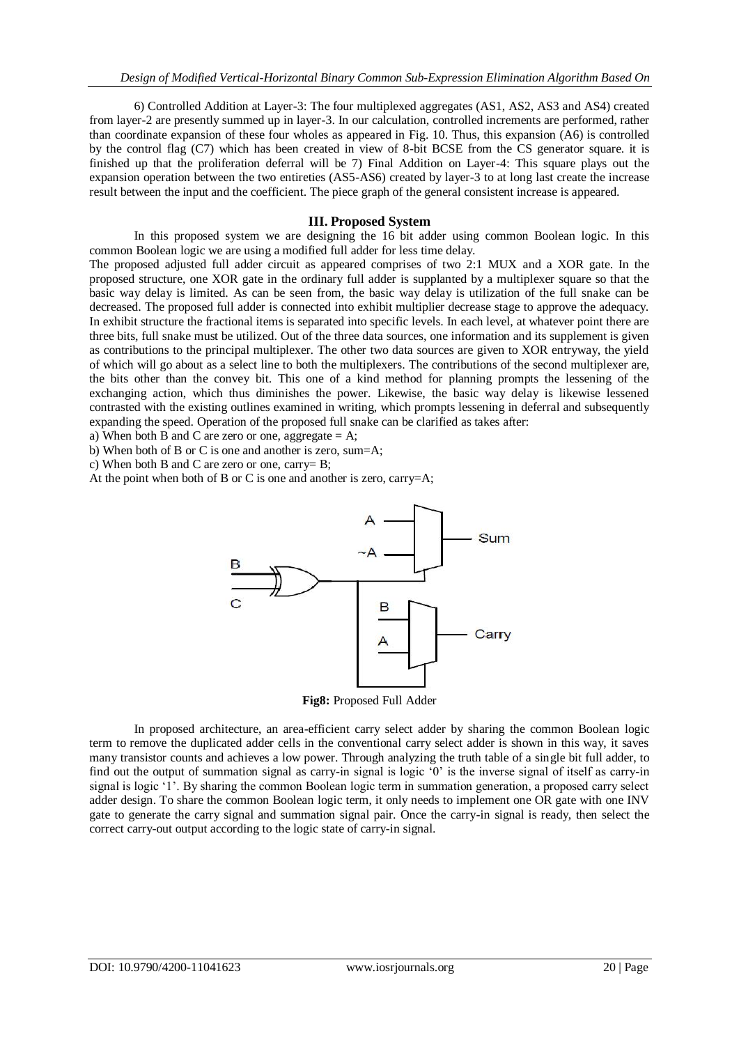6) Controlled Addition at Layer-3: The four multiplexed aggregates (AS1, AS2, AS3 and AS4) created from layer-2 are presently summed up in layer-3. In our calculation, controlled increments are performed, rather than coordinate expansion of these four wholes as appeared in Fig. 10. Thus, this expansion (A6) is controlled by the control flag (C7) which has been created in view of 8-bit BCSE from the CS generator square. it is finished up that the proliferation deferral will be 7) Final Addition on Layer-4: This square plays out the expansion operation between the two entireties (AS5-AS6) created by layer-3 to at long last create the increase result between the input and the coefficient. The piece graph of the general consistent increase is appeared.

## III. Proposed System

In this proposed system we are designing the 16 bit adder using common Boolean logic. In this common Boolean logic we are using a modified full adder for less time delay.

The proposed adjusted full adder circuit as appeared comprises of two 2:1 MUX and a XOR gate. In the proposed structure, one XOR gate in the ordinary full adder is supplanted by a multiplexer square so that the basic way delay is limited. As can be seen from, the basic way delay is utilization of the full snake can be decreased. The proposed full adder is connected into exhibit multiplier decrease stage to approve the adequacy. In exhibit structure the fractional items is separated into specific levels. In each level, at whatever point there are three bits, full snake must be utilized. Out of the three data sources, one information and its supplement is given as contributions to the principal multiplexer. The other two data sources are given to XOR entryway, the yield of which will go about as a select line to both the multiplexers. The contributions of the second multiplexer are, the bits other than the convey bit. This one of a kind method for planning prompts the lessening of the exchanging action, which thus diminishes the power. Likewise, the basic way delay is likewise lessened contrasted with the existing outlines examined in writing, which prompts lessening in deferral and subsequently expanding the speed. Operation of the proposed full snake can be clarified as takes after:

a) When both B and C are zero or one, aggregate = A;

b) When both of B or C is one and another is zero, sum=A;

c) When both B and C are zero or one, carry= B;

At the point when both of B or C is one and another is zero, carry=A;

**Fig8:** Proposed Full Adder

In proposed architecture, an area-efficient carry select adder by sharing the common Boolean logic term to remove the duplicated adder cells in the conventional carry select adder is shown in this way, it saves many transistor counts and achieves a low power. Through analyzing the truth table of a single bit full adder, to find out the output of summation signal as carry-in signal is logic '0' is the inverse signal of itself as carry-in signal is logic '1'. By sharing the common Boolean logic term in summation generation, a proposed carry select adder design. To share the common Boolean logic term, it only needs to implement one OR gate with one INV gate to generate the carry signal and summation signal pair. Once the carry-in signal is ready, then select the correct carry-out output according to the logic state of carry-in signal.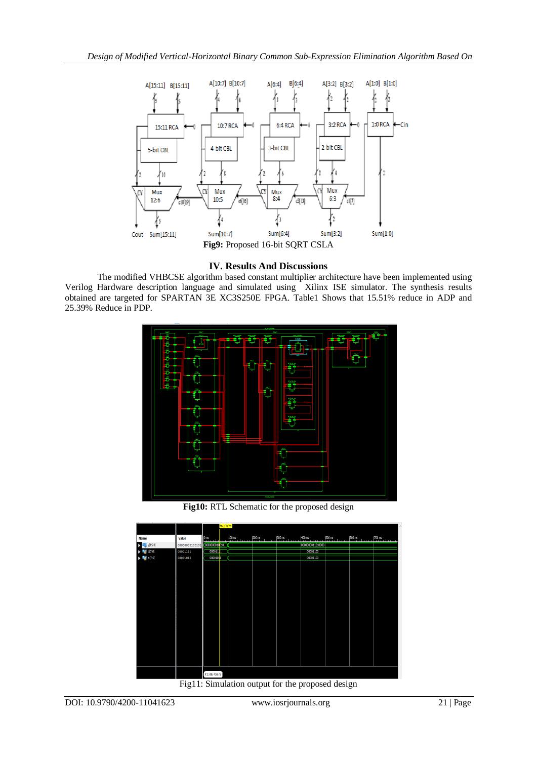Fig9: Proposed 16-bit SQRT CSLA

## IV. Results And Discussions

The modified VHBCSE algorithm based constant multiplier architecture have been implemented using Verilog Hardware description language and simulated using Xilinx ISE simulator. The synthesis results obtained are targeted for SPARTAN 3E XC3S250E FPGA. Table1 Shows that 15.51% reduce in ADP and 25.39% Reduce in PDP.

**Fig10:** RTL Schematic for the proposed design

Fig11: Simulation output for the proposed design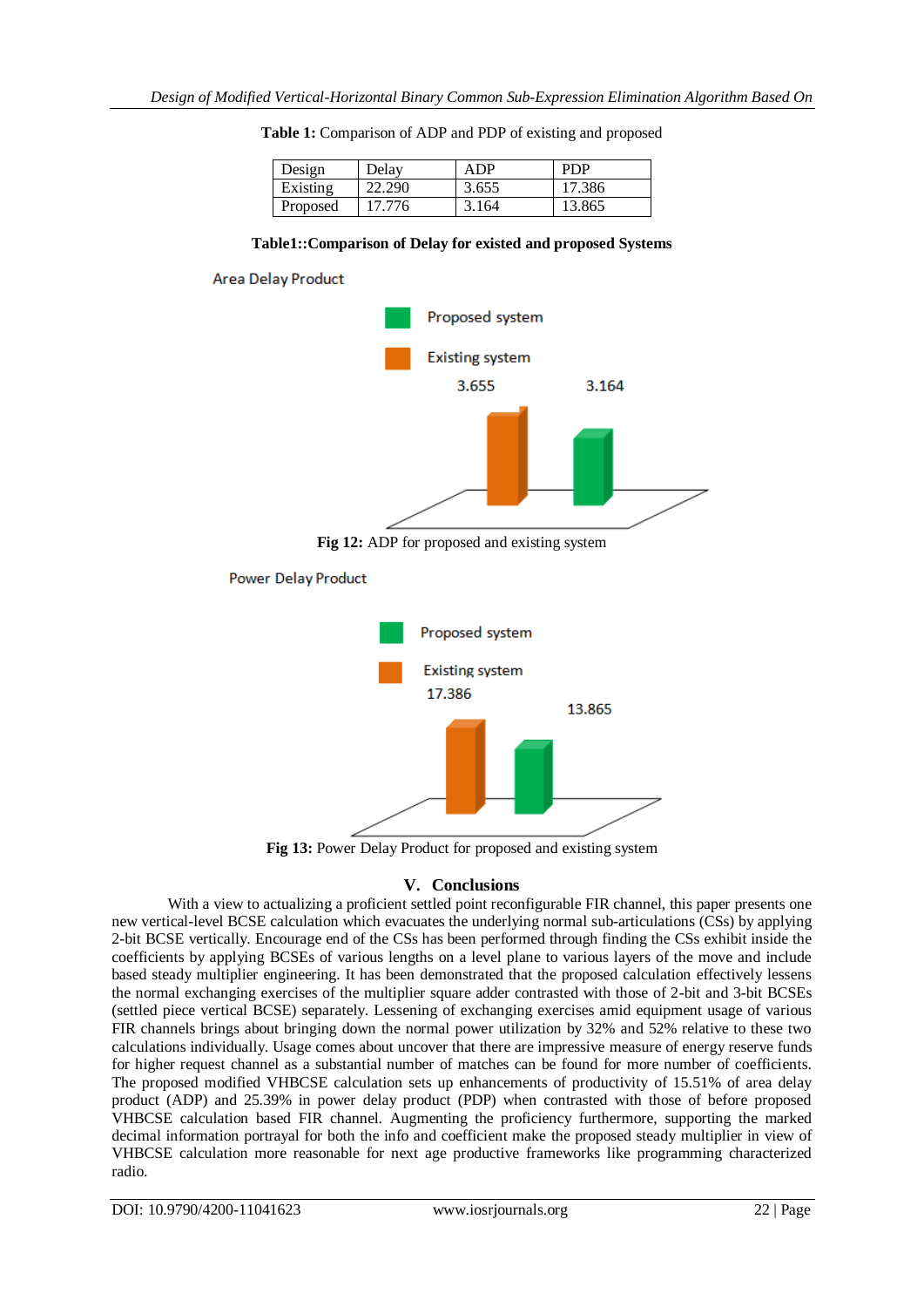**Table 1:** Comparison of ADP and PDP of existing and proposed

| Design | Delay | ADP | PDP |
|---|---|---|---|
| Existing | 22.290 | 3.655 | 17.386 |
| Proposed | 17.776 | 3.164 | 13.865 |

**Table1::Comparison of Delay for existed and proposed Systems**

Area Delay Product

Proposed system

Existing system

3.655 3.164

**Fig 12:** ADP for proposed and existing system

Power Delay Product

Proposed system

Existing system

17.386 13.865

**Fig 13:** Power Delay Product for proposed and existing system

## V. Conclusions

With a view to actualizing a proficient settled point reconfigurable FIR channel, this paper presents one new vertical-level BCSE calculation which evacuates the underlying normal sub-articulations (CSs) by applying 2-bit BCSE vertically. Encourage end of the CSs has been performed through finding the CSs exhibit inside the coefficients by applying BCSEs of various lengths on a level plane to various layers of the move and include based steady multiplier engineering. It has been demonstrated that the proposed calculation effectively lessens the normal exchanging exercises of the multiplier square adder contrasted with those of 2-bit and 3-bit BCSEs (settled piece vertical BCSE) separately. Lessening of exchanging exercises amid equipment usage of various FIR channels brings about bringing down the normal power utilization by 32% and 52% relative to these two calculations individually. Usage comes about uncover that there are impressive measure of energy reserve funds for higher request channel as a substantial number of matches can be found for more number of coefficients. The proposed modified VHBCSE calculation sets up enhancements of productivity of 15.51% of area delay product (ADP) and 25.39% in power delay product (PDP) when contrasted with those of before proposed VHBCSE calculation based FIR channel. Augmenting the proficiency furthermore, supporting the marked decimal information portrayal for both the info and coefficient make the proposed steady multiplier in view of VHBCSE calculation more reasonable for next age productive frameworks like programming characterized radio.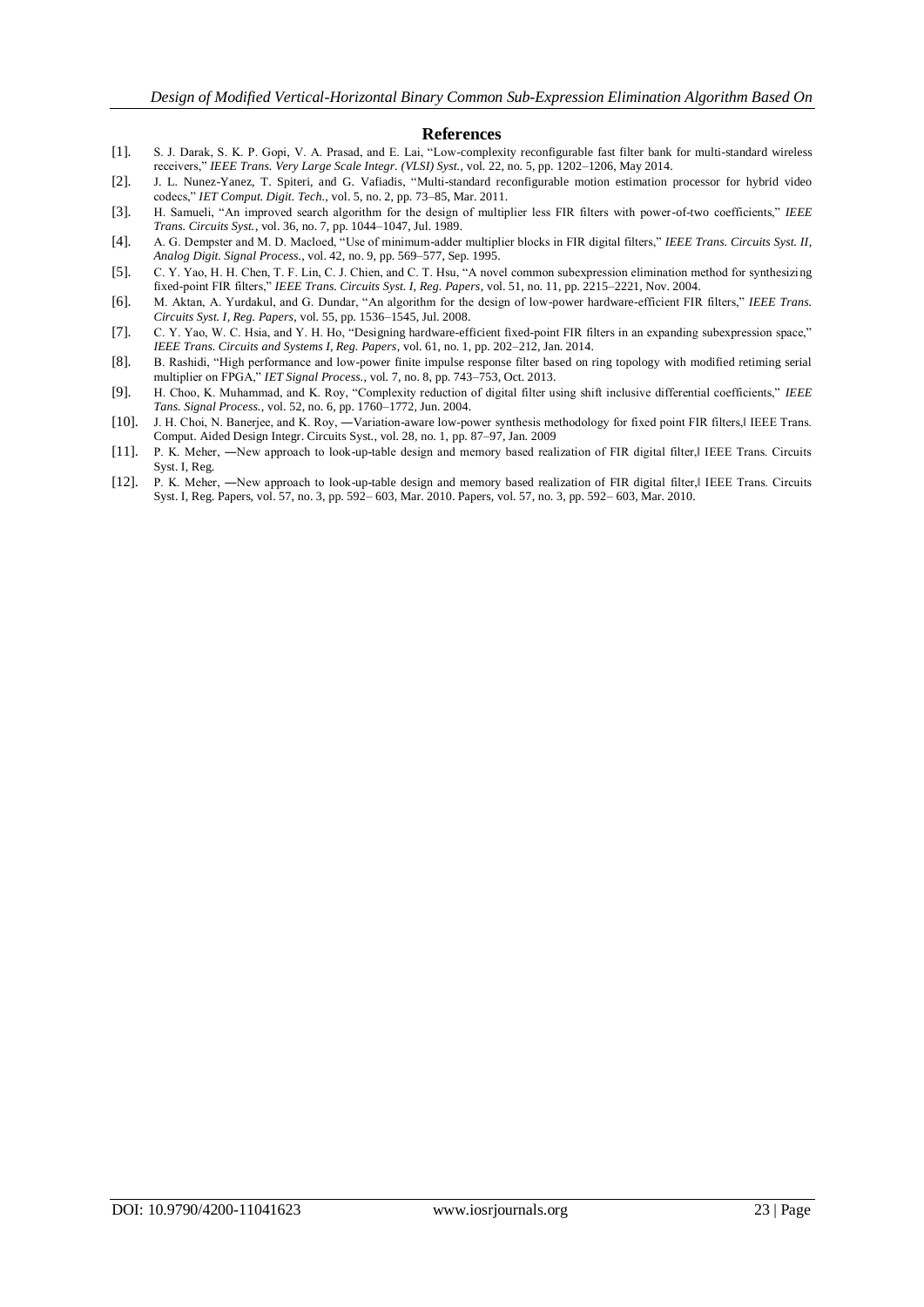## References

[1]. S. J. Darak, S. K. P. Gopi, V. A. Prasad, and E. Lai, "Low-complexity reconfigurable fast filter bank for multi-standard wireless receivers," *IEEE Trans. Very Large Scale Integr. (VLSI) Syst.*, vol. 22, no. 5, pp. 1202–1206, May 2014.

[2]. J. L. Nunez-Yanez, T. Spiteri, and G. Vafiadis, "Multi-standard reconfigurable motion estimation processor for hybrid video codecs," *IET Comput. Digit. Tech.*, vol. 5, no. 2, pp. 73–85, Mar. 2011.

[3]. H. Samueli, "An improved search algorithm for the design of multiplier less FIR filters with power-of-two coefficients," *IEEE Trans. Circuits Syst.*, vol. 36, no. 7, pp. 1044–1047, Jul. 1989.

[4]. A. G. Dempster and M. D. Macloed, "Use of minimum-adder multiplier blocks in FIR digital filters," *IEEE Trans. Circuits Syst. II, Analog Digit. Signal Process.*, vol. 42, no. 9, pp. 569–577, Sep. 1995.

[5]. C. Y. Yao, H. H. Chen, T. F. Lin, C. J. Chien, and C. T. Hsu, "A novel common subexpression elimination method for synthesizing fixed-point FIR filters," *IEEE Trans. Circuits Syst. I, Reg. Papers*, vol. 51, no. 11, pp. 2215–2221, Nov. 2004.

[6]. M. Aktan, A. Yurdakul, and G. Dundar, "An algorithm for the design of low-power hardware-efficient FIR filters," *IEEE Trans. Circuits Syst. I, Reg. Papers*, vol. 55, pp. 1536–1545, Jul. 2008.

[7]. C. Y. Yao, W. C. Hsia, and Y. H. Ho, "Designing hardware-efficient fixed-point FIR filters in an expanding subexpression space," *IEEE Trans. Circuits and Systems I, Reg. Papers*, vol. 61, no. 1, pp. 202–212, Jan. 2014.

[8]. B. Rashidi, "High performance and low-power finite impulse response filter based on ring topology with modified retiming serial multiplier on FPGA," *IET Signal Process.*, vol. 7, no. 8, pp. 743–753, Oct. 2013.

[9]. H. Choo, K. Muhammad, and K. Roy, "Complexity reduction of digital filter using shift inclusive differential coefficients," *IEEE Tans. Signal Process.*, vol. 52, no. 6, pp. 1760–1772, Jun. 2004.

[10]. J. H. Choi, N. Banerjee, and K. Roy, ―Variation-aware low-power synthesis methodology for fixed point FIR filters,‖ IEEE Trans. Comput. Aided Design Integr. Circuits Syst., vol. 28, no. 1, pp. 87–97, Jan. 2009

[11]. P. K. Meher, ―New approach to look-up-table design and memory based realization of FIR digital filter,‖ IEEE Trans. Circuits Syst. I, Reg.

[12]. P. K. Meher, ―New approach to look-up-table design and memory based realization of FIR digital filter,‖ IEEE Trans. Circuits Syst. I, Reg. Papers, vol. 57, no. 3, pp. 592– 603, Mar. 2010. Papers, vol. 57, no. 3, pp. 592– 603, Mar. 2010.